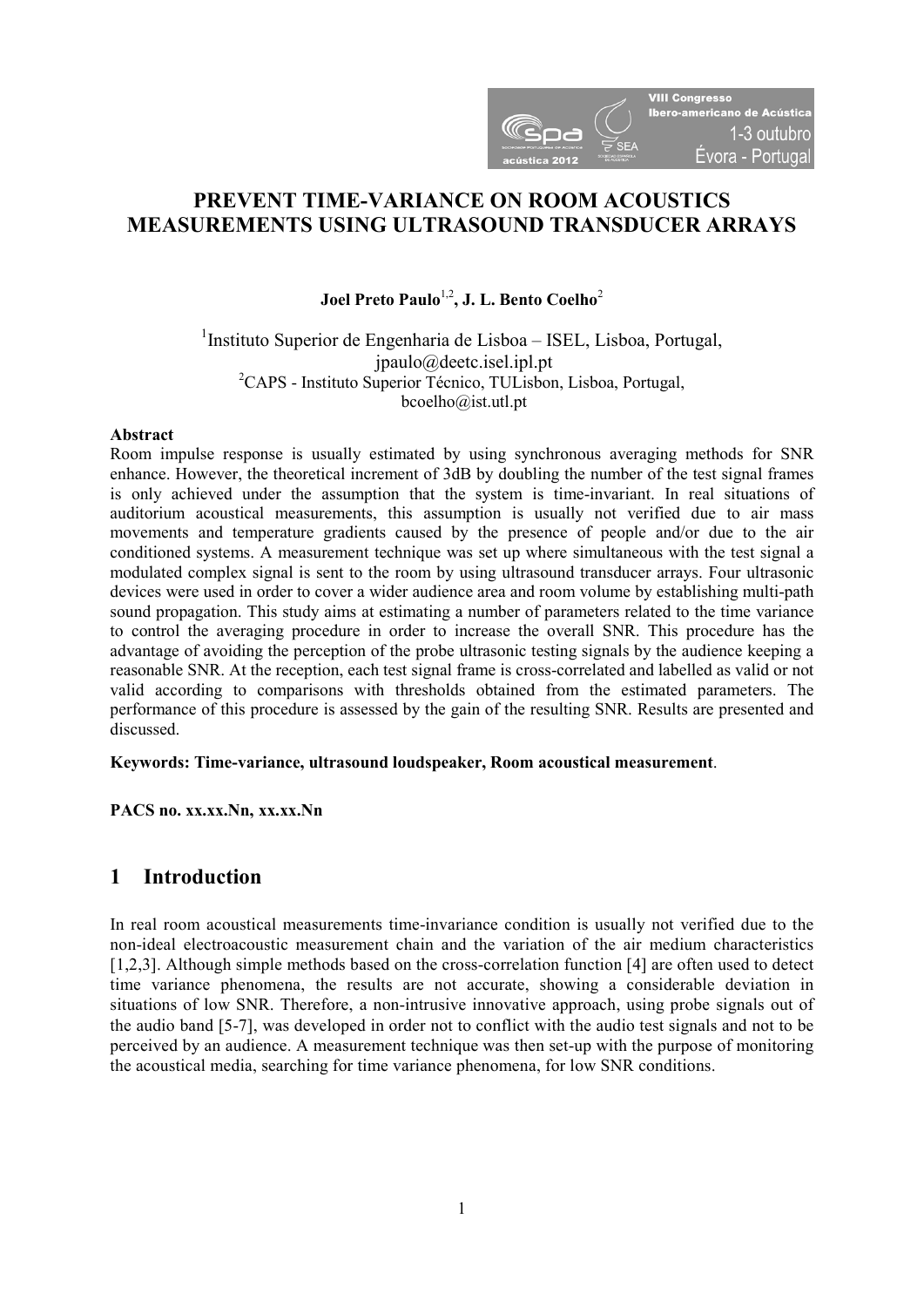# PREVENT TIME-VARIANCE ON ROOM ACOUSTICS MEASUREMENTS USING ULTRASOUND TRANSDUCER ARRAYS

**Joel Preto Paulo**[1,2], **J. L. Bento Coelho**[2]

[1]Instituto Superior de Engenharia de Lisboa – ISEL, Lisboa, Portugal,
jpaulo@deetc.isel.ipl.pt
[2]CAPS - Instituto Superior Técnico, TULisbon, Lisboa, Portugal,
bcoelho@ist.utl.pt

**Abstract**

Room impulse response is usually estimated by using synchronous averaging methods for SNR enhance. However, the theoretical increment of 3dB by doubling the number of the test signal frames is only achieved under the assumption that the system is time-invariant. In real situations of auditorium acoustical measurements, this assumption is usually not verified due to air mass movements and temperature gradients caused by the presence of people and/or due to the air conditioned systems. A measurement technique was set up where simultaneous with the test signal a modulated complex signal is sent to the room by using ultrasound transducer arrays. Four ultrasonic devices were used in order to cover a wider audience area and room volume by establishing multi-path sound propagation. This study aims at estimating a number of parameters related to the time variance to control the averaging procedure in order to increase the overall SNR. This procedure has the advantage of avoiding the perception of the probe ultrasonic testing signals by the audience keeping a reasonable SNR. At the reception, each test signal frame is cross-correlated and labelled as valid or not valid according to comparisons with thresholds obtained from the estimated parameters. The performance of this procedure is assessed by the gain of the resulting SNR. Results are presented and discussed.

**Keywords: Time-variance, ultrasound loudspeaker, Room acoustical measurement**.

**PACS no. xx.xx.Nn, xx.xx.Nn**

## 1 Introduction

In real room acoustical measurements time-invariance condition is usually not verified due to the non-ideal electroacoustic measurement chain and the variation of the air medium characteristics [1,2,3]. Although simple methods based on the cross-correlation function [4] are often used to detect time variance phenomena, the results are not accurate, showing a considerable deviation in situations of low SNR. Therefore, a non-intrusive innovative approach, using probe signals out of the audio band [5-7], was developed in order not to conflict with the audio test signals and not to be perceived by an audience. A measurement technique was then set-up with the purpose of monitoring the acoustical media, searching for time variance phenomena, for low SNR conditions.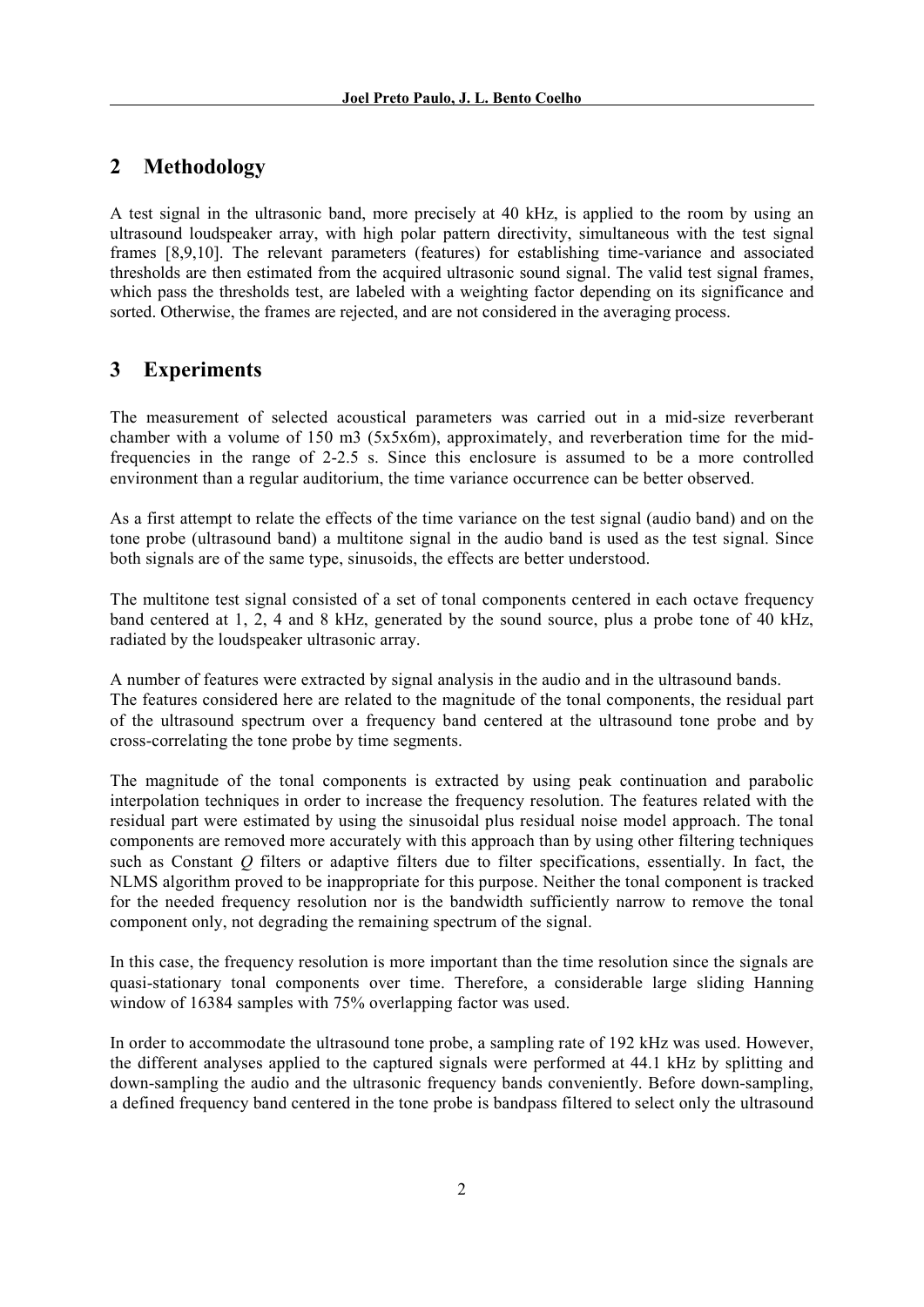## 2 Methodology

A test signal in the ultrasonic band, more precisely at 40 kHz, is applied to the room by using an ultrasound loudspeaker array, with high polar pattern directivity, simultaneous with the test signal frames [8,9,10]. The relevant parameters (features) for establishing time-variance and associated thresholds are then estimated from the acquired ultrasonic sound signal. The valid test signal frames, which pass the thresholds test, are labeled with a weighting factor depending on its significance and sorted. Otherwise, the frames are rejected, and are not considered in the averaging process.

## 3 Experiments

The measurement of selected acoustical parameters was carried out in a mid-size reverberant chamber with a volume of 150 m3 (5x5x6m), approximately, and reverberation time for the mid-frequencies in the range of 2-2.5 s. Since this enclosure is assumed to be a more controlled environment than a regular auditorium, the time variance occurrence can be better observed.

As a first attempt to relate the effects of the time variance on the test signal (audio band) and on the tone probe (ultrasound band) a multitone signal in the audio band is used as the test signal. Since both signals are of the same type, sinusoids, the effects are better understood.

The multitone test signal consisted of a set of tonal components centered in each octave frequency band centered at 1, 2, 4 and 8 kHz, generated by the sound source, plus a probe tone of 40 kHz, radiated by the loudspeaker ultrasonic array.

A number of features were extracted by signal analysis in the audio and in the ultrasound bands. The features considered here are related to the magnitude of the tonal components, the residual part of the ultrasound spectrum over a frequency band centered at the ultrasound tone probe and by cross-correlating the tone probe by time segments.

The magnitude of the tonal components is extracted by using peak continuation and parabolic interpolation techniques in order to increase the frequency resolution. The features related with the residual part were estimated by using the sinusoidal plus residual noise model approach. The tonal components are removed more accurately with this approach than by using other filtering techniques such as Constant *Q* filters or adaptive filters due to filter specifications, essentially. In fact, the NLMS algorithm proved to be inappropriate for this purpose. Neither the tonal component is tracked for the needed frequency resolution nor is the bandwidth sufficiently narrow to remove the tonal component only, not degrading the remaining spectrum of the signal.

In this case, the frequency resolution is more important than the time resolution since the signals are quasi-stationary tonal components over time. Therefore, a considerable large sliding Hanning window of 16384 samples with 75% overlapping factor was used.

In order to accommodate the ultrasound tone probe, a sampling rate of 192 kHz was used. However, the different analyses applied to the captured signals were performed at 44.1 kHz by splitting and down-sampling the audio and the ultrasonic frequency bands conveniently. Before down-sampling, a defined frequency band centered in the tone probe is bandpass filtered to select only the ultrasound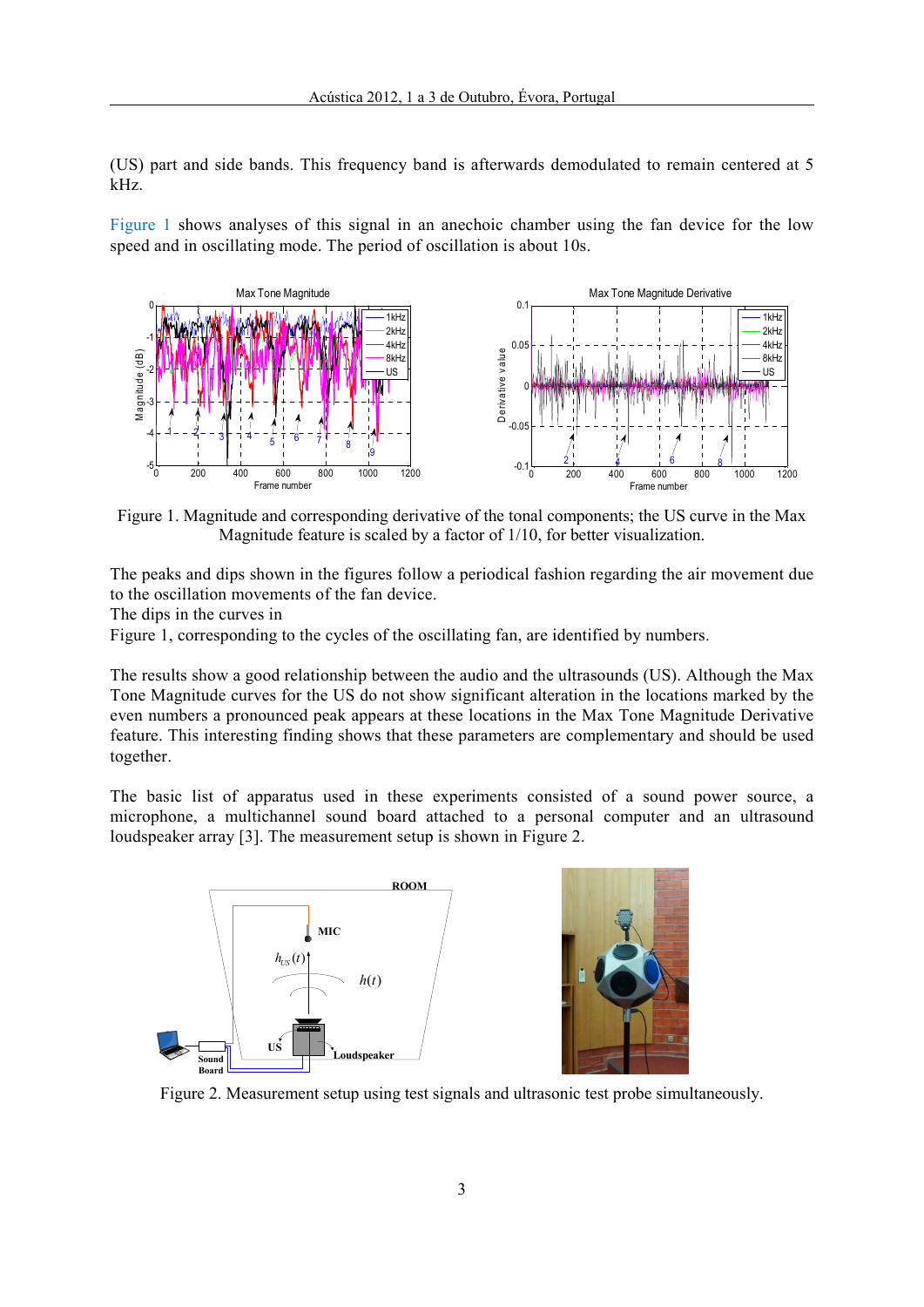(US) part and side bands. This frequency band is afterwards demodulated to remain centered at 5 kHz.

Figure 1 shows analyses of this signal in an anechoic chamber using the fan device for the low speed and in oscillating mode. The period of oscillation is about 10s.

Figure 1. Magnitude and corresponding derivative of the tonal components; the US curve in the Max Magnitude feature is scaled by a factor of 1/10, for better visualization.

The peaks and dips shown in the figures follow a periodical fashion regarding the air movement due to the oscillation movements of the fan device.

The dips in the curves in

Figure 1, corresponding to the cycles of the oscillating fan, are identified by numbers.

The results show a good relationship between the audio and the ultrasounds (US). Although the Max Tone Magnitude curves for the US do not show significant alteration in the locations marked by the even numbers a pronounced peak appears at these locations in the Max Tone Magnitude Derivative feature. This interesting finding shows that these parameters are complementary and should be used together.

The basic list of apparatus used in these experiments consisted of a sound power source, a microphone, a multichannel sound board attached to a personal computer and an ultrasound loudspeaker array [3]. The measurement setup is shown in Figure 2.

Figure 2. Measurement setup using test signals and ultrasonic test probe simultaneously.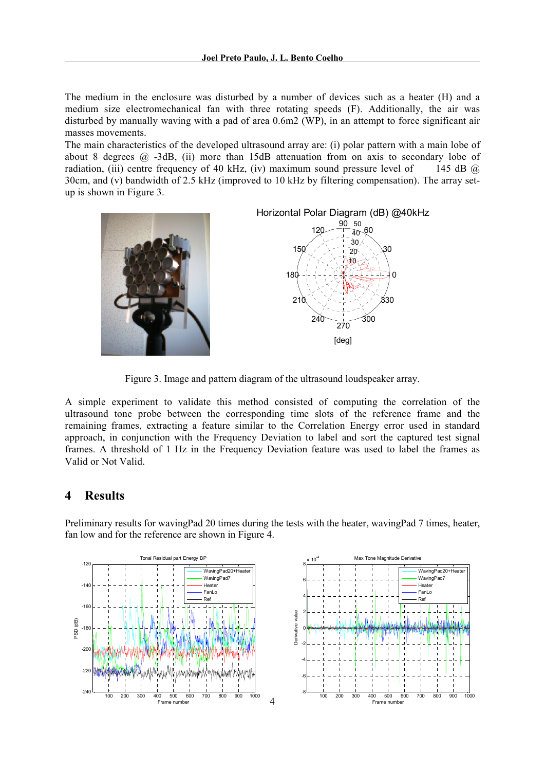The medium in the enclosure was disturbed by a number of devices such as a heater (H) and a medium size electromechanical fan with three rotating speeds (F). Additionally, the air was disturbed by manually waving with a pad of area 0.6m2 (WP), in an attempt to force significant air masses movements.

The main characteristics of the developed ultrasound array are: (i) polar pattern with a main lobe of about 8 degrees @ -3dB, (ii) more than 15dB attenuation from on axis to secondary lobe of radiation, (iii) centre frequency of 40 kHz, (iv) maximum sound pressure level of 145 dB @ 30cm, and (v) bandwidth of 2.5 kHz (improved to 10 kHz by filtering compensation). The array set-up is shown in Figure 3.

Figure 3. Image and pattern diagram of the ultrasound loudspeaker array.

A simple experiment to validate this method consisted of computing the correlation of the ultrasound tone probe between the corresponding time slots of the reference frame and the remaining frames, extracting a feature similar to the Correlation Energy error used in standard approach, in conjunction with the Frequency Deviation to label and sort the captured test signal frames. A threshold of 1 Hz in the Frequency Deviation feature was used to label the frames as Valid or Not Valid.

## 4 Results

Preliminary results for wavingPad 20 times during the tests with the heater, wavingPad 7 times, heater, fan low and for the reference are shown in Figure 4.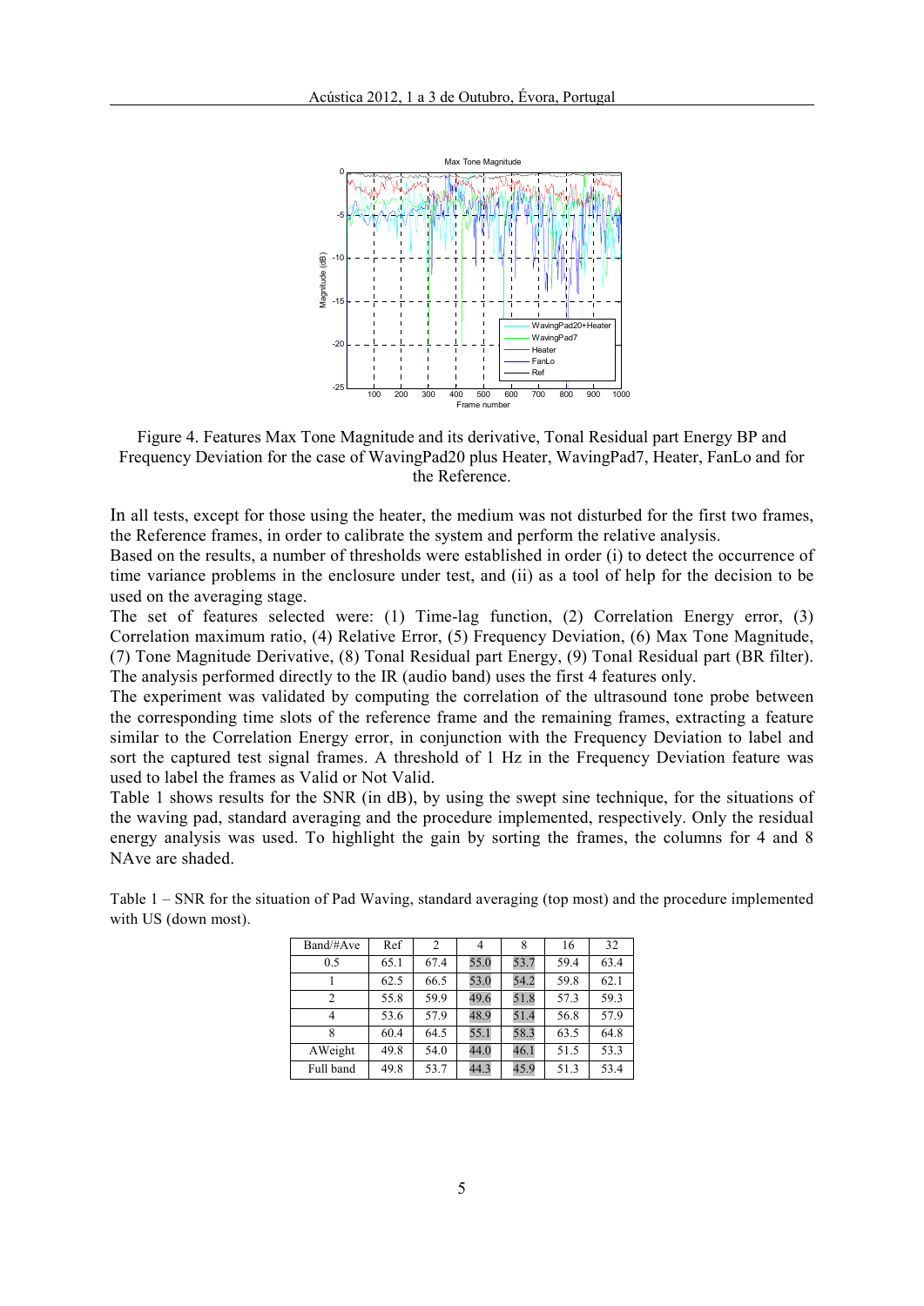Figure 4. Features Max Tone Magnitude and its derivative, Tonal Residual part Energy BP and Frequency Deviation for the case of WavingPad20 plus Heater, WavingPad7, Heater, FanLo and for the Reference.

In all tests, except for those using the heater, the medium was not disturbed for the first two frames, the Reference frames, in order to calibrate the system and perform the relative analysis.

Based on the results, a number of thresholds were established in order (i) to detect the occurrence of time variance problems in the enclosure under test, and (ii) as a tool of help for the decision to be used on the averaging stage.

The set of features selected were: (1) Time-lag function, (2) Correlation Energy error, (3) Correlation maximum ratio, (4) Relative Error, (5) Frequency Deviation, (6) Max Tone Magnitude, (7) Tone Magnitude Derivative, (8) Tonal Residual part Energy, (9) Tonal Residual part (BR filter). The analysis performed directly to the IR (audio band) uses the first 4 features only.

The experiment was validated by computing the correlation of the ultrasound tone probe between the corresponding time slots of the reference frame and the remaining frames, extracting a feature similar to the Correlation Energy error, in conjunction with the Frequency Deviation to label and sort the captured test signal frames. A threshold of 1 Hz in the Frequency Deviation feature was used to label the frames as Valid or Not Valid.

Table 1 shows results for the SNR (in dB), by using the swept sine technique, for the situations of the waving pad, standard averaging and the procedure implemented, respectively. Only the residual energy analysis was used. To highlight the gain by sorting the frames, the columns for 4 and 8 NAve are shaded.

Table 1 – SNR for the situation of Pad Waving, standard averaging (top most) and the procedure implemented with US (down most).

| Band/#Ave | Ref | 2 | 4 | 8 | 16 | 32 |
|---|---|---|---|---|---|---|
| 0.5 | 65.1 | 67.4 | 55.0 | 53.7 | 59.4 | 63.4 |
| 1 | 62.5 | 66.5 | 53.0 | 54.2 | 59.8 | 62.1 |
| 2 | 55.8 | 59.9 | 49.6 | 51.8 | 57.3 | 59.3 |
| 4 | 53.6 | 57.9 | 48.9 | 51.4 | 56.8 | 57.9 |
| 8 | 60.4 | 64.5 | 55.1 | 58.3 | 63.5 | 64.8 |
| AWeight | 49.8 | 54.0 | 44.0 | 46.1 | 51.5 | 53.3 |
| Full band | 49.8 | 53.7 | 44.3 | 45.9 | 51.3 | 53.4 |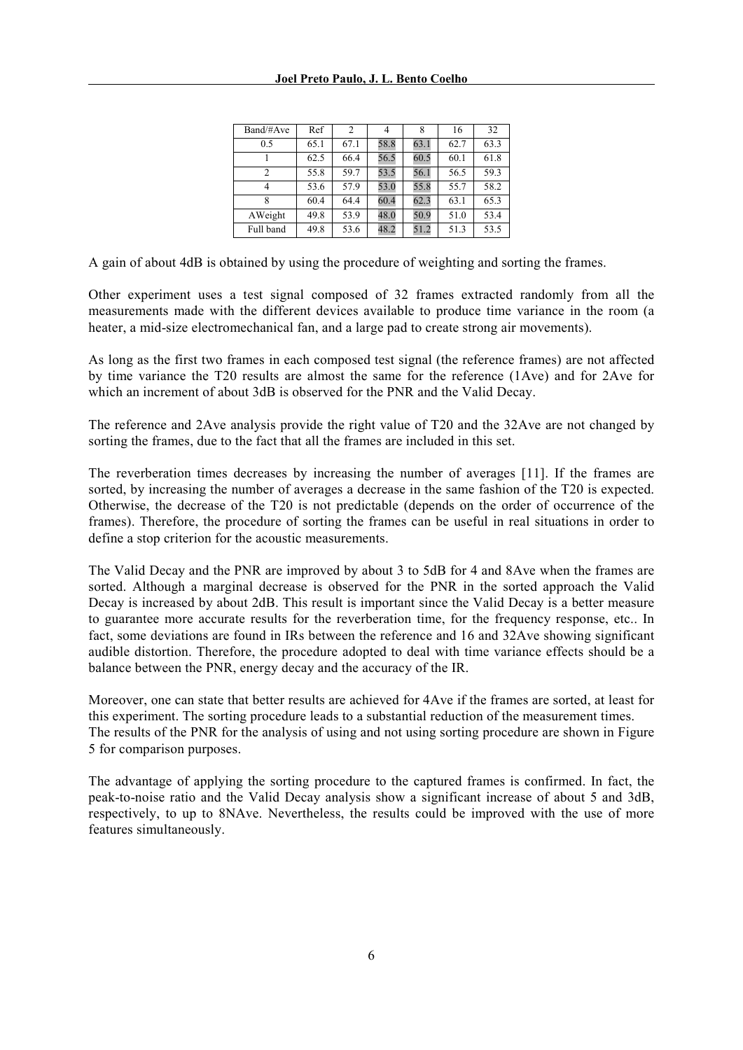| Band/#Ave | Ref | 2 | 4 | 8 | 16 | 32 |
|---|---|---|---|---|---|---|
| 0.5 | 65.1 | 67.1 | 58.8 | 63.1 | 62.7 | 63.3 |
| 1 | 62.5 | 66.4 | 56.5 | 60.5 | 60.1 | 61.8 |
| 2 | 55.8 | 59.7 | 53.5 | 56.1 | 56.5 | 59.3 |
| 4 | 53.6 | 57.9 | 53.0 | 55.8 | 55.7 | 58.2 |
| 8 | 60.4 | 64.4 | 60.4 | 62.3 | 63.1 | 65.3 |
| AWeight | 49.8 | 53.9 | 48.0 | 50.9 | 51.0 | 53.4 |
| Full band | 49.8 | 53.6 | 48.2 | 51.2 | 51.3 | 53.5 |

A gain of about 4dB is obtained by using the procedure of weighting and sorting the frames.

Other experiment uses a test signal composed of 32 frames extracted randomly from all the measurements made with the different devices available to produce time variance in the room (a heater, a mid-size electromechanical fan, and a large pad to create strong air movements).

As long as the first two frames in each composed test signal (the reference frames) are not affected by time variance the T20 results are almost the same for the reference (1Ave) and for 2Ave for which an increment of about 3dB is observed for the PNR and the Valid Decay.

The reference and 2Ave analysis provide the right value of T20 and the 32Ave are not changed by sorting the frames, due to the fact that all the frames are included in this set.

The reverberation times decreases by increasing the number of averages [11]. If the frames are sorted, by increasing the number of averages a decrease in the same fashion of the T20 is expected. Otherwise, the decrease of the T20 is not predictable (depends on the order of occurrence of the frames). Therefore, the procedure of sorting the frames can be useful in real situations in order to define a stop criterion for the acoustic measurements.

The Valid Decay and the PNR are improved by about 3 to 5dB for 4 and 8Ave when the frames are sorted. Although a marginal decrease is observed for the PNR in the sorted approach the Valid Decay is increased by about 2dB. This result is important since the Valid Decay is a better measure to guarantee more accurate results for the reverberation time, for the frequency response, etc.. In fact, some deviations are found in IRs between the reference and 16 and 32Ave showing significant audible distortion. Therefore, the procedure adopted to deal with time variance effects should be a balance between the PNR, energy decay and the accuracy of the IR.

Moreover, one can state that better results are achieved for 4Ave if the frames are sorted, at least for this experiment. The sorting procedure leads to a substantial reduction of the measurement times.
The results of the PNR for the analysis of using and not using sorting procedure are shown in Figure 5 for comparison purposes.

The advantage of applying the sorting procedure to the captured frames is confirmed. In fact, the peak-to-noise ratio and the Valid Decay analysis show a significant increase of about 5 and 3dB, respectively, to up to 8NAve. Nevertheless, the results could be improved with the use of more features simultaneously.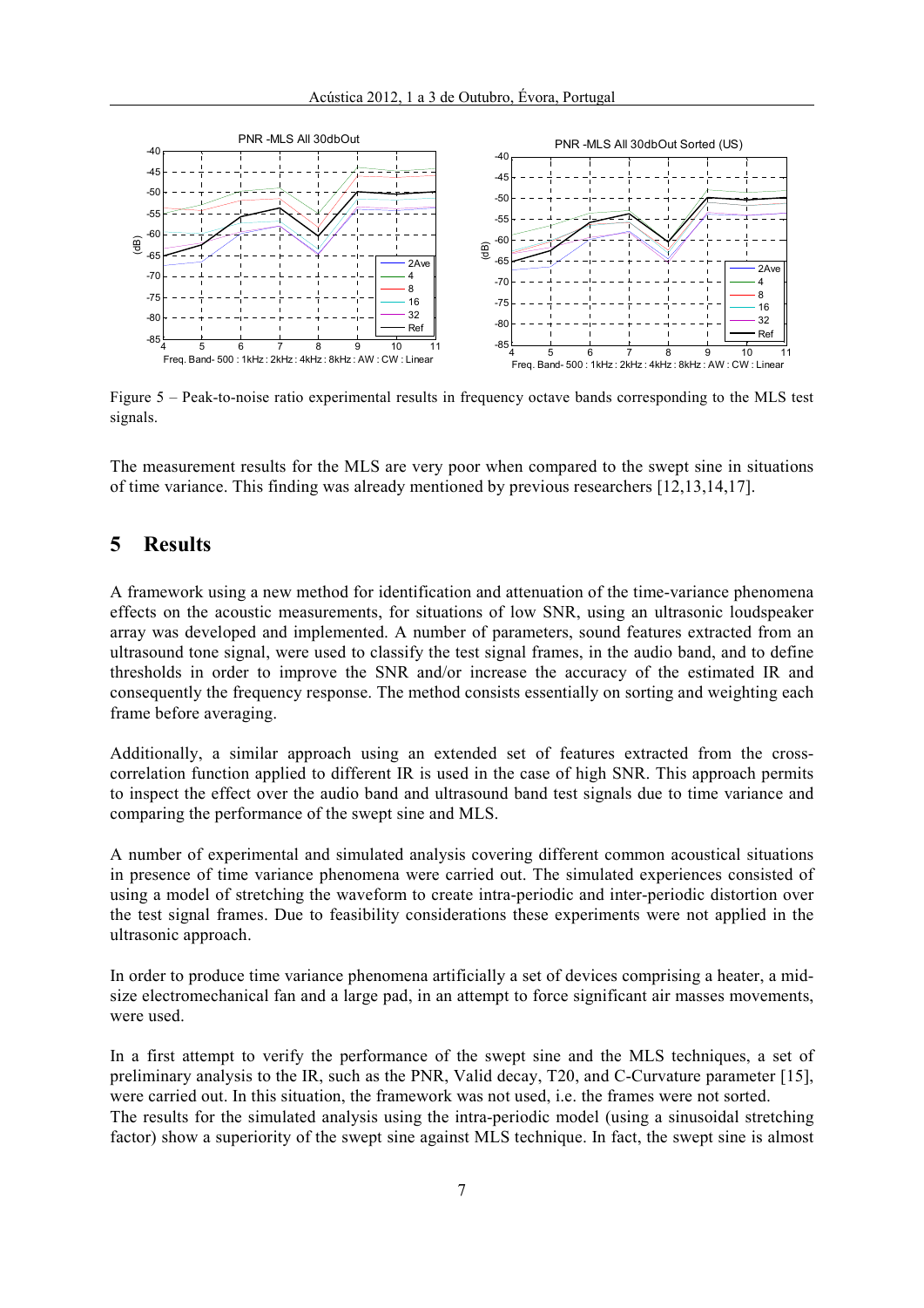Figure 5 – Peak-to-noise ratio experimental results in frequency octave bands corresponding to the MLS test signals.

The measurement results for the MLS are very poor when compared to the swept sine in situations of time variance. This finding was already mentioned by previous researchers [12,13,14,17].

# 5 Results

A framework using a new method for identification and attenuation of the time-variance phenomena effects on the acoustic measurements, for situations of low SNR, using an ultrasonic loudspeaker array was developed and implemented. A number of parameters, sound features extracted from an ultrasound tone signal, were used to classify the test signal frames, in the audio band, and to define thresholds in order to improve the SNR and/or increase the accuracy of the estimated IR and consequently the frequency response. The method consists essentially on sorting and weighting each frame before averaging.

Additionally, a similar approach using an extended set of features extracted from the cross-correlation function applied to different IR is used in the case of high SNR. This approach permits to inspect the effect over the audio band and ultrasound band test signals due to time variance and comparing the performance of the swept sine and MLS.

A number of experimental and simulated analysis covering different common acoustical situations in presence of time variance phenomena were carried out. The simulated experiences consisted of using a model of stretching the waveform to create intra-periodic and inter-periodic distortion over the test signal frames. Due to feasibility considerations these experiments were not applied in the ultrasonic approach.

In order to produce time variance phenomena artificially a set of devices comprising a heater, a mid-size electromechanical fan and a large pad, in an attempt to force significant air masses movements, were used.

In a first attempt to verify the performance of the swept sine and the MLS techniques, a set of preliminary analysis to the IR, such as the PNR, Valid decay, T20, and C-Curvature parameter [15], were carried out. In this situation, the framework was not used, i.e. the frames were not sorted.
The results for the simulated analysis using the intra-periodic model (using a sinusoidal stretching factor) show a superiority of the swept sine against MLS technique. In fact, the swept sine is almost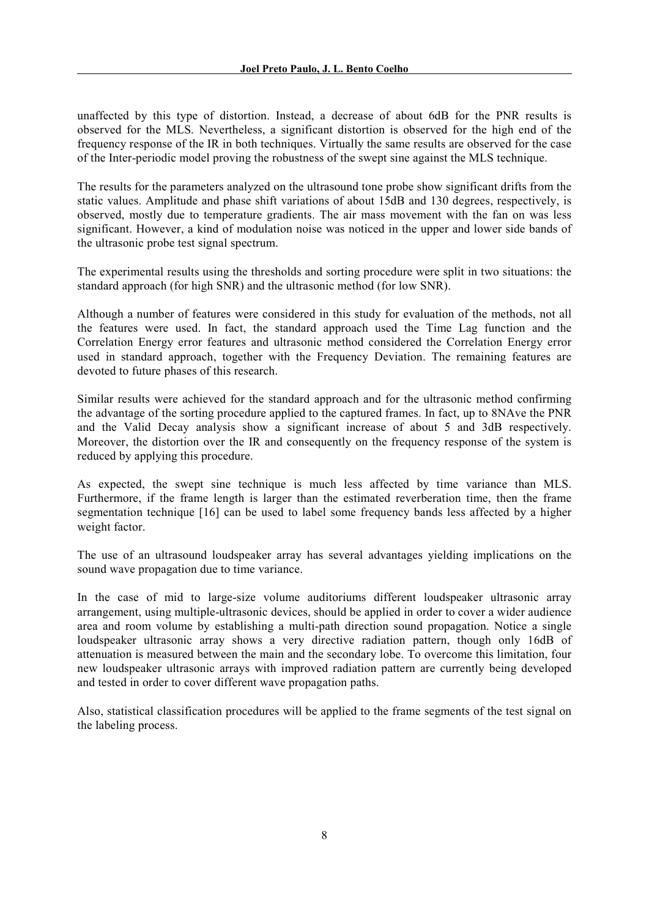unaffected by this type of distortion. Instead, a decrease of about 6dB for the PNR results is observed for the MLS. Nevertheless, a significant distortion is observed for the high end of the frequency response of the IR in both techniques. Virtually the same results are observed for the case of the Inter-periodic model proving the robustness of the swept sine against the MLS technique.

The results for the parameters analyzed on the ultrasound tone probe show significant drifts from the static values. Amplitude and phase shift variations of about 15dB and 130 degrees, respectively, is observed, mostly due to temperature gradients. The air mass movement with the fan on was less significant. However, a kind of modulation noise was noticed in the upper and lower side bands of the ultrasonic probe test signal spectrum.

The experimental results using the thresholds and sorting procedure were split in two situations: the standard approach (for high SNR) and the ultrasonic method (for low SNR).

Although a number of features were considered in this study for evaluation of the methods, not all the features were used. In fact, the standard approach used the Time Lag function and the Correlation Energy error features and ultrasonic method considered the Correlation Energy error used in standard approach, together with the Frequency Deviation. The remaining features are devoted to future phases of this research.

Similar results were achieved for the standard approach and for the ultrasonic method confirming the advantage of the sorting procedure applied to the captured frames. In fact, up to 8NAve the PNR and the Valid Decay analysis show a significant increase of about 5 and 3dB respectively. Moreover, the distortion over the IR and consequently on the frequency response of the system is reduced by applying this procedure.

As expected, the swept sine technique is much less affected by time variance than MLS. Furthermore, if the frame length is larger than the estimated reverberation time, then the frame segmentation technique [16] can be used to label some frequency bands less affected by a higher weight factor.

The use of an ultrasound loudspeaker array has several advantages yielding implications on the sound wave propagation due to time variance.

In the case of mid to large-size volume auditoriums different loudspeaker ultrasonic array arrangement, using multiple-ultrasonic devices, should be applied in order to cover a wider audience area and room volume by establishing a multi-path direction sound propagation. Notice a single loudspeaker ultrasonic array shows a very directive radiation pattern, though only 16dB of attenuation is measured between the main and the secondary lobe. To overcome this limitation, four new loudspeaker ultrasonic arrays with improved radiation pattern are currently being developed and tested in order to cover different wave propagation paths.

Also, statistical classification procedures will be applied to the frame segments of the test signal on the labeling process.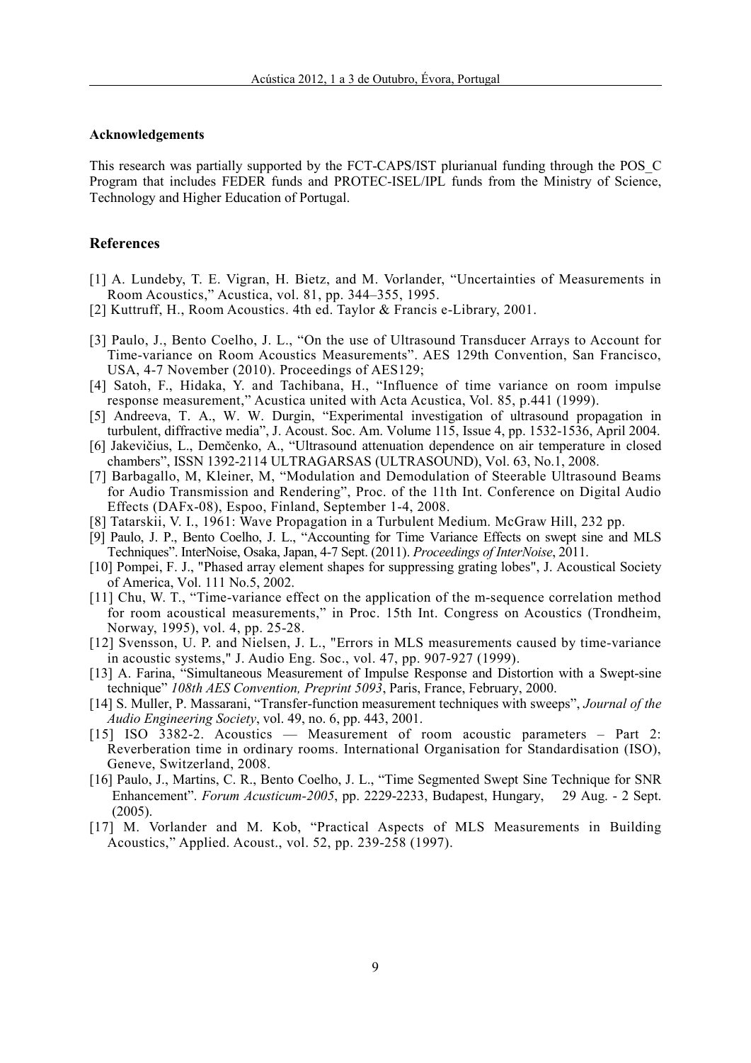#### Acknowledgements

This research was partially supported by the FCT-CAPS/IST plurianual funding through the POS_C Program that includes FEDER funds and PROTEC-ISEL/IPL funds from the Ministry of Science, Technology and Higher Education of Portugal.

## References

[1] A. Lundeby, T. E. Vigran, H. Bietz, and M. Vorlander, "Uncertainties of Measurements in Room Acoustics," Acustica, vol. 81, pp. 344–355, 1995.

[2] Kuttruff, H., Room Acoustics. 4th ed. Taylor & Francis e-Library, 2001.

[3] Paulo, J., Bento Coelho, J. L., "On the use of Ultrasound Transducer Arrays to Account for Time-variance on Room Acoustics Measurements". AES 129th Convention, San Francisco, USA, 4-7 November (2010). Proceedings of AES129;

[4] Satoh, F., Hidaka, Y. and Tachibana, H., "Influence of time variance on room impulse response measurement," Acustica united with Acta Acustica, Vol. 85, p.441 (1999).

[5] Andreeva, T. A., W. W. Durgin, "Experimental investigation of ultrasound propagation in turbulent, diffractive media", J. Acoust. Soc. Am. Volume 115, Issue 4, pp. 1532-1536, April 2004.

[6] Jakevičius, L., Demčenko, A., "Ultrasound attenuation dependence on air temperature in closed chambers", ISSN 1392-2114 ULTRAGARSAS (ULTRASOUND), Vol. 63, No.1, 2008.

[7] Barbagallo, M, Kleiner, M, "Modulation and Demodulation of Steerable Ultrasound Beams for Audio Transmission and Rendering", Proc. of the 11th Int. Conference on Digital Audio Effects (DAFx-08), Espoo, Finland, September 1-4, 2008.

[8] Tatarskii, V. I., 1961: Wave Propagation in a Turbulent Medium. McGraw Hill, 232 pp.

[9] Paulo, J. P., Bento Coelho, J. L., "Accounting for Time Variance Effects on swept sine and MLS Techniques". InterNoise, Osaka, Japan, 4-7 Sept. (2011). *Proceedings of InterNoise*, 2011.

[10] Pompei, F. J., "Phased array element shapes for suppressing grating lobes", J. Acoustical Society of America, Vol. 111 No.5, 2002.

[11] Chu, W. T., "Time-variance effect on the application of the m-sequence correlation method for room acoustical measurements," in Proc. 15th Int. Congress on Acoustics (Trondheim, Norway, 1995), vol. 4, pp. 25-28.

[12] Svensson, U. P. and Nielsen, J. L., "Errors in MLS measurements caused by time-variance in acoustic systems," J. Audio Eng. Soc., vol. 47, pp. 907-927 (1999).

[13] A. Farina, "Simultaneous Measurement of Impulse Response and Distortion with a Swept-sine technique" *108th AES Convention, Preprint 5093*, Paris, France, February, 2000.

[14] S. Muller, P. Massarani, "Transfer-function measurement techniques with sweeps", *Journal of the Audio Engineering Society*, vol. 49, no. 6, pp. 443, 2001.

[15] ISO 3382-2. Acoustics — Measurement of room acoustic parameters – Part 2: Reverberation time in ordinary rooms. International Organisation for Standardisation (ISO), Geneve, Switzerland, 2008.

[16] Paulo, J., Martins, C. R., Bento Coelho, J. L., "Time Segmented Swept Sine Technique for SNR Enhancement". *Forum Acusticum-2005*, pp. 2229-2233, Budapest, Hungary, 29 Aug. - 2 Sept. (2005).

[17] M. Vorlander and M. Kob, "Practical Aspects of MLS Measurements in Building Acoustics," Applied. Acoust., vol. 52, pp. 239-258 (1997).